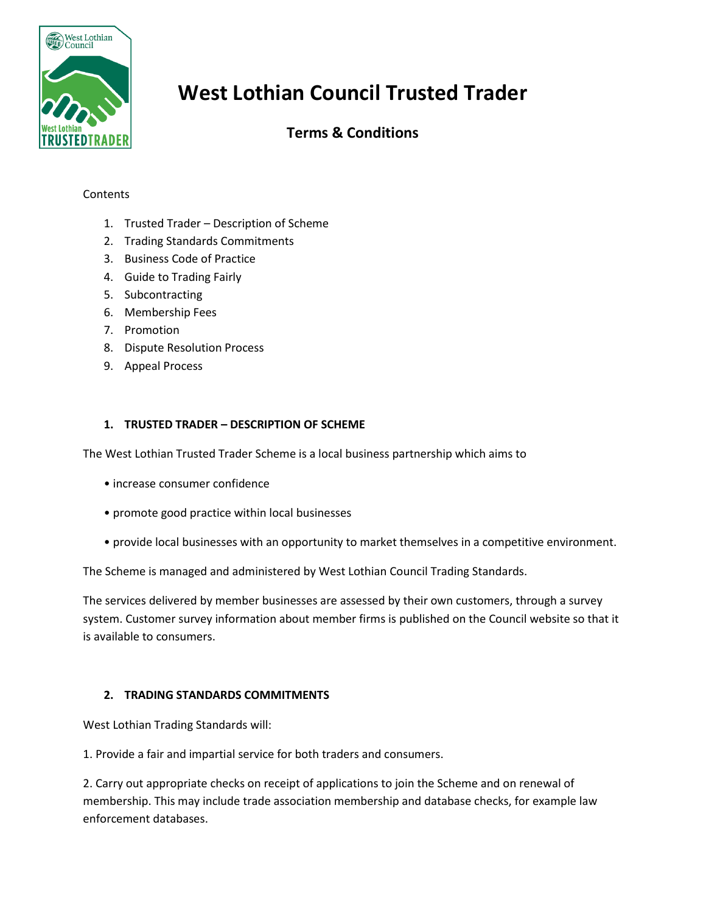# West Lothian Council Trusted Trader

## Terms & Conditions

Contents

1. Trusted Trader – Description of Scheme
2. Trading Standards Commitments
3. Business Code of Practice
4. Guide to Trading Fairly
5. Subcontracting
6. Membership Fees
7. Promotion
8. Dispute Resolution Process
9. Appeal Process

### 1. TRUSTED TRADER – DESCRIPTION OF SCHEME

The West Lothian Trusted Trader Scheme is a local business partnership which aims to

• increase consumer confidence

• promote good practice within local businesses

• provide local businesses with an opportunity to market themselves in a competitive environment.

The Scheme is managed and administered by West Lothian Council Trading Standards.

The services delivered by member businesses are assessed by their own customers, through a survey system. Customer survey information about member firms is published on the Council website so that it is available to consumers.

### 2. TRADING STANDARDS COMMITMENTS

West Lothian Trading Standards will:

1. Provide a fair and impartial service for both traders and consumers.

2. Carry out appropriate checks on receipt of applications to join the Scheme and on renewal of membership. This may include trade association membership and database checks, for example law enforcement databases.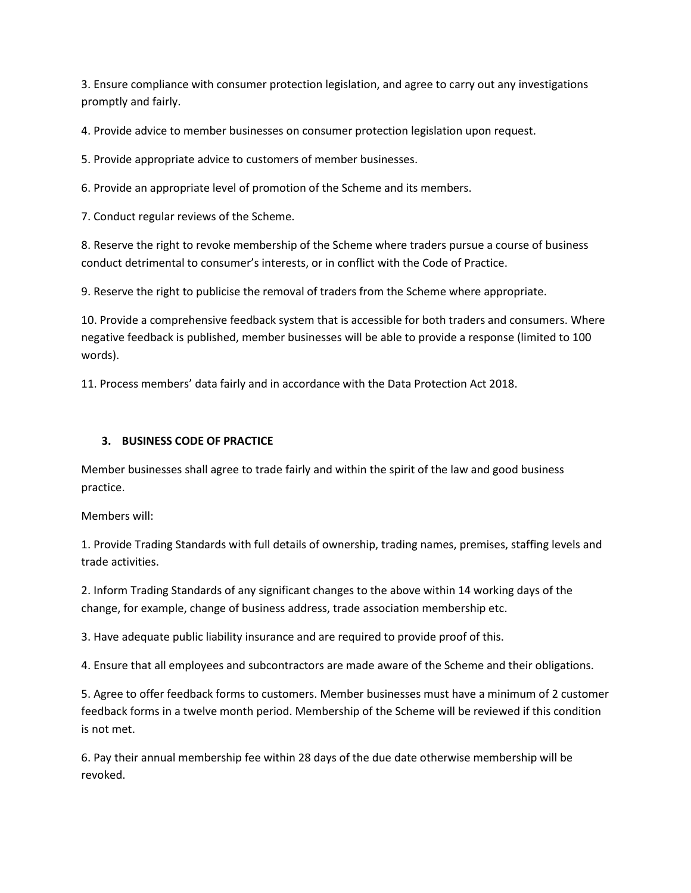3. Ensure compliance with consumer protection legislation, and agree to carry out any investigations promptly and fairly.

4. Provide advice to member businesses on consumer protection legislation upon request.

5. Provide appropriate advice to customers of member businesses.

6. Provide an appropriate level of promotion of the Scheme and its members.

7. Conduct regular reviews of the Scheme.

8. Reserve the right to revoke membership of the Scheme where traders pursue a course of business conduct detrimental to consumer's interests, or in conflict with the Code of Practice.

9. Reserve the right to publicise the removal of traders from the Scheme where appropriate.

10. Provide a comprehensive feedback system that is accessible for both traders and consumers. Where negative feedback is published, member businesses will be able to provide a response (limited to 100 words).

11. Process members' data fairly and in accordance with the Data Protection Act 2018.

## 3. BUSINESS CODE OF PRACTICE

Member businesses shall agree to trade fairly and within the spirit of the law and good business practice.

Members will:

1. Provide Trading Standards with full details of ownership, trading names, premises, staffing levels and trade activities.

2. Inform Trading Standards of any significant changes to the above within 14 working days of the change, for example, change of business address, trade association membership etc.

3. Have adequate public liability insurance and are required to provide proof of this.

4. Ensure that all employees and subcontractors are made aware of the Scheme and their obligations.

5. Agree to offer feedback forms to customers. Member businesses must have a minimum of 2 customer feedback forms in a twelve month period. Membership of the Scheme will be reviewed if this condition is not met.

6. Pay their annual membership fee within 28 days of the due date otherwise membership will be revoked.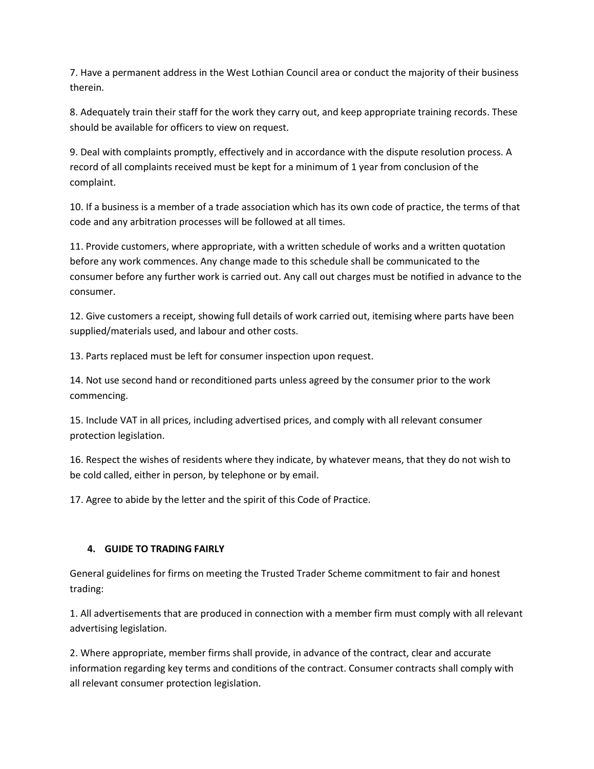7. Have a permanent address in the West Lothian Council area or conduct the majority of their business therein.

8. Adequately train their staff for the work they carry out, and keep appropriate training records. These should be available for officers to view on request.

9. Deal with complaints promptly, effectively and in accordance with the dispute resolution process. A record of all complaints received must be kept for a minimum of 1 year from conclusion of the complaint.

10. If a business is a member of a trade association which has its own code of practice, the terms of that code and any arbitration processes will be followed at all times.

11. Provide customers, where appropriate, with a written schedule of works and a written quotation before any work commences. Any change made to this schedule shall be communicated to the consumer before any further work is carried out. Any call out charges must be notified in advance to the consumer.

12. Give customers a receipt, showing full details of work carried out, itemising where parts have been supplied/materials used, and labour and other costs.

13. Parts replaced must be left for consumer inspection upon request.

14. Not use second hand or reconditioned parts unless agreed by the consumer prior to the work commencing.

15. Include VAT in all prices, including advertised prices, and comply with all relevant consumer protection legislation.

16. Respect the wishes of residents where they indicate, by whatever means, that they do not wish to be cold called, either in person, by telephone or by email.

17. Agree to abide by the letter and the spirit of this Code of Practice.

## 4. GUIDE TO TRADING FAIRLY

General guidelines for firms on meeting the Trusted Trader Scheme commitment to fair and honest trading:

1. All advertisements that are produced in connection with a member firm must comply with all relevant advertising legislation.

2. Where appropriate, member firms shall provide, in advance of the contract, clear and accurate information regarding key terms and conditions of the contract. Consumer contracts shall comply with all relevant consumer protection legislation.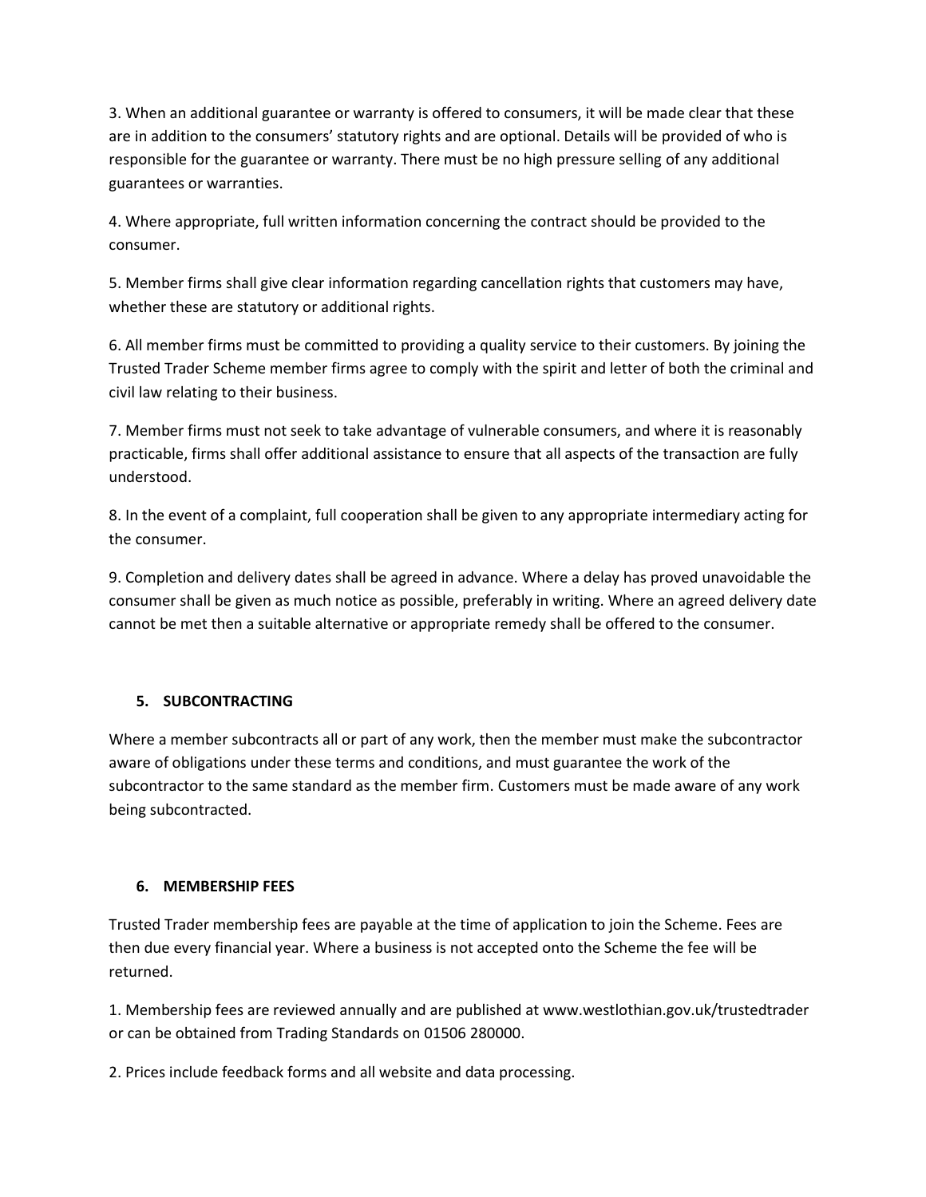3. When an additional guarantee or warranty is offered to consumers, it will be made clear that these are in addition to the consumers' statutory rights and are optional. Details will be provided of who is responsible for the guarantee or warranty. There must be no high pressure selling of any additional guarantees or warranties.

4. Where appropriate, full written information concerning the contract should be provided to the consumer.

5. Member firms shall give clear information regarding cancellation rights that customers may have, whether these are statutory or additional rights.

6. All member firms must be committed to providing a quality service to their customers. By joining the Trusted Trader Scheme member firms agree to comply with the spirit and letter of both the criminal and civil law relating to their business.

7. Member firms must not seek to take advantage of vulnerable consumers, and where it is reasonably practicable, firms shall offer additional assistance to ensure that all aspects of the transaction are fully understood.

8. In the event of a complaint, full cooperation shall be given to any appropriate intermediary acting for the consumer.

9. Completion and delivery dates shall be agreed in advance. Where a delay has proved unavoidable the consumer shall be given as much notice as possible, preferably in writing. Where an agreed delivery date cannot be met then a suitable alternative or appropriate remedy shall be offered to the consumer.

## 5. SUBCONTRACTING

Where a member subcontracts all or part of any work, then the member must make the subcontractor aware of obligations under these terms and conditions, and must guarantee the work of the subcontractor to the same standard as the member firm. Customers must be made aware of any work being subcontracted.

## 6. MEMBERSHIP FEES

Trusted Trader membership fees are payable at the time of application to join the Scheme. Fees are then due every financial year. Where a business is not accepted onto the Scheme the fee will be returned.

1. Membership fees are reviewed annually and are published at www.westlothian.gov.uk/trustedtrader or can be obtained from Trading Standards on 01506 280000.

2. Prices include feedback forms and all website and data processing.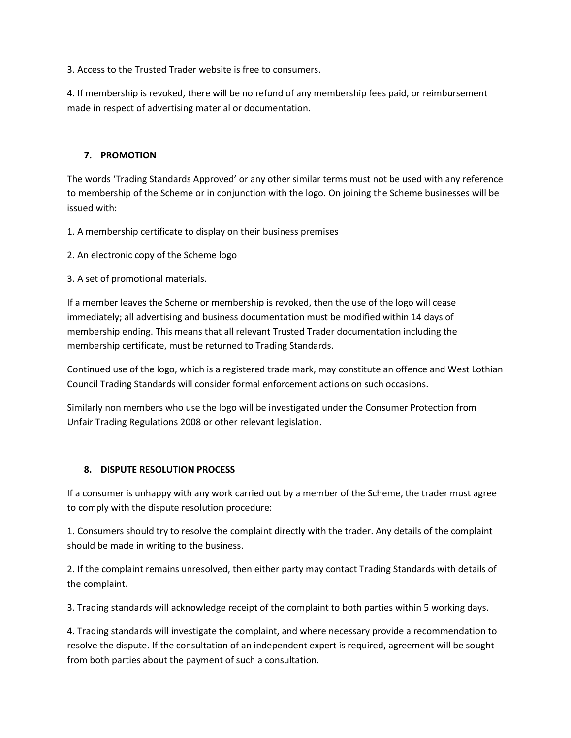3. Access to the Trusted Trader website is free to consumers.

4. If membership is revoked, there will be no refund of any membership fees paid, or reimbursement made in respect of advertising material or documentation.

## 7. PROMOTION

The words 'Trading Standards Approved' or any other similar terms must not be used with any reference to membership of the Scheme or in conjunction with the logo. On joining the Scheme businesses will be issued with:

1. A membership certificate to display on their business premises

2. An electronic copy of the Scheme logo

3. A set of promotional materials.

If a member leaves the Scheme or membership is revoked, then the use of the logo will cease immediately; all advertising and business documentation must be modified within 14 days of membership ending. This means that all relevant Trusted Trader documentation including the membership certificate, must be returned to Trading Standards.

Continued use of the logo, which is a registered trade mark, may constitute an offence and West Lothian Council Trading Standards will consider formal enforcement actions on such occasions.

Similarly non members who use the logo will be investigated under the Consumer Protection from Unfair Trading Regulations 2008 or other relevant legislation.

## 8. DISPUTE RESOLUTION PROCESS

If a consumer is unhappy with any work carried out by a member of the Scheme, the trader must agree to comply with the dispute resolution procedure:

1. Consumers should try to resolve the complaint directly with the trader. Any details of the complaint should be made in writing to the business.

2. If the complaint remains unresolved, then either party may contact Trading Standards with details of the complaint.

3. Trading standards will acknowledge receipt of the complaint to both parties within 5 working days.

4. Trading standards will investigate the complaint, and where necessary provide a recommendation to resolve the dispute. If the consultation of an independent expert is required, agreement will be sought from both parties about the payment of such a consultation.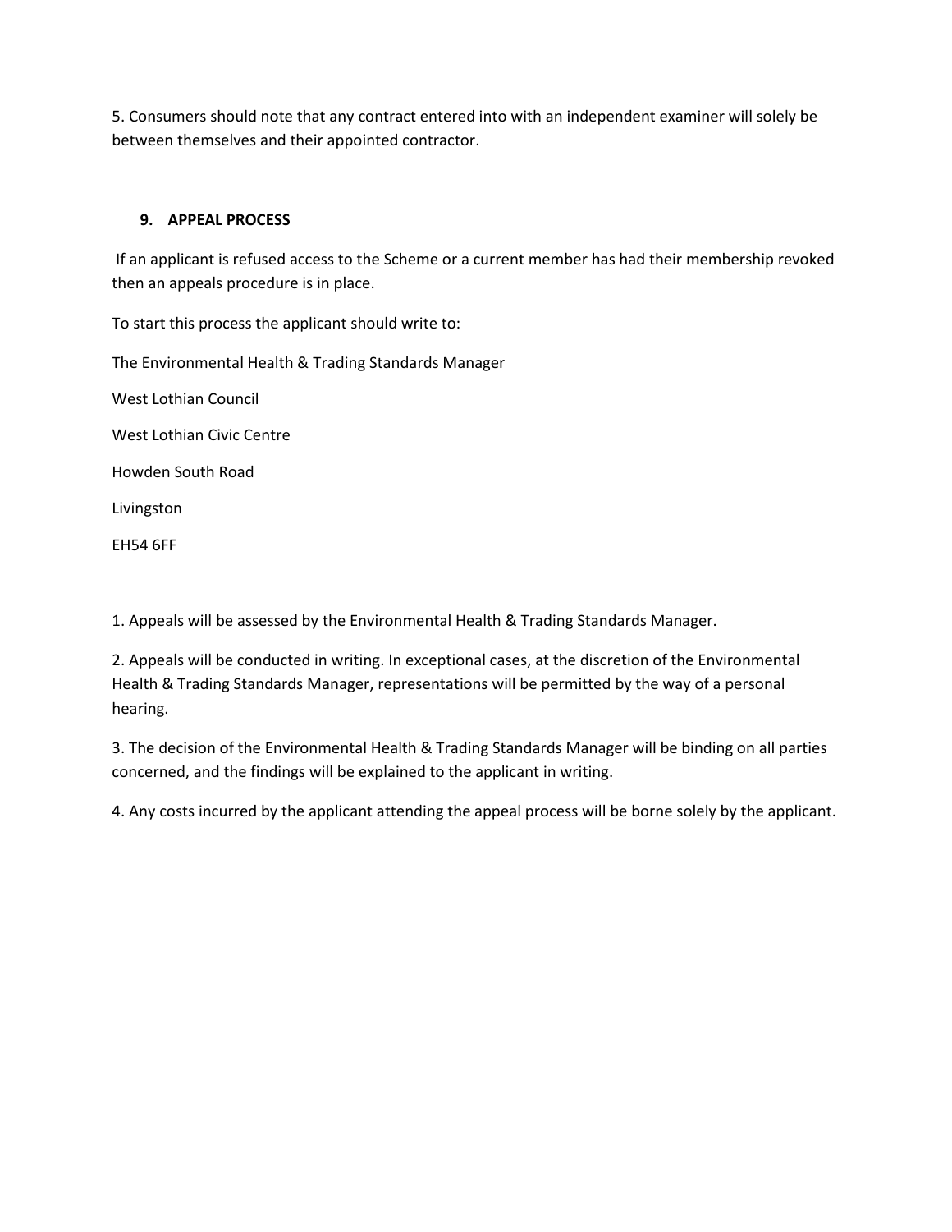5. Consumers should note that any contract entered into with an independent examiner will solely be between themselves and their appointed contractor.

## 9. APPEAL PROCESS

If an applicant is refused access to the Scheme or a current member has had their membership revoked then an appeals procedure is in place.

To start this process the applicant should write to:

The Environmental Health & Trading Standards Manager

West Lothian Council

West Lothian Civic Centre

Howden South Road

Livingston

EH54 6FF

1. Appeals will be assessed by the Environmental Health & Trading Standards Manager.

2. Appeals will be conducted in writing. In exceptional cases, at the discretion of the Environmental Health & Trading Standards Manager, representations will be permitted by the way of a personal hearing.

3. The decision of the Environmental Health & Trading Standards Manager will be binding on all parties concerned, and the findings will be explained to the applicant in writing.

4. Any costs incurred by the applicant attending the appeal process will be borne solely by the applicant.